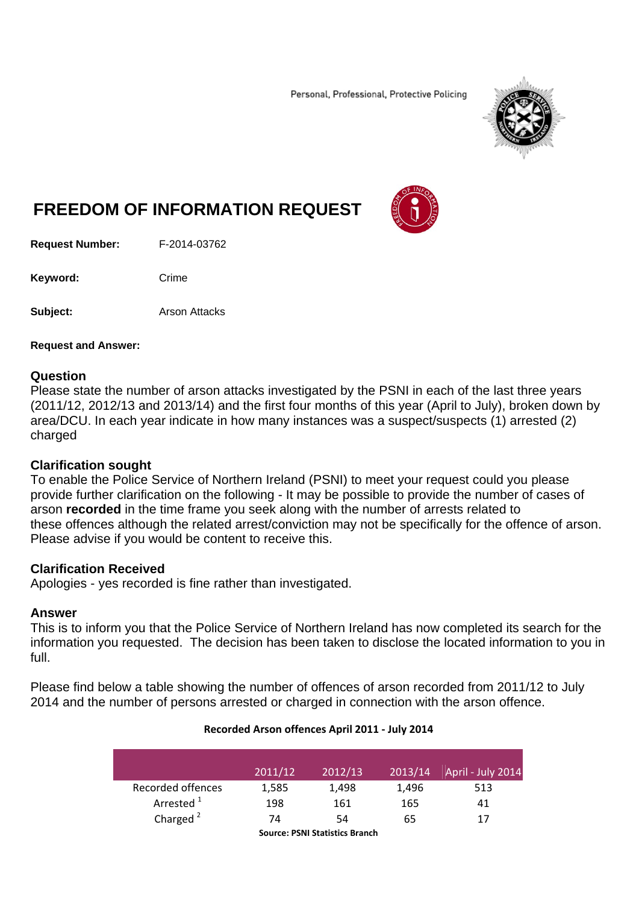Personal, Professional, Protective Policing

# FREEDOM OF INFORMATION REQUEST

**Request Number:** F-2014-03762

**Keyword:** Crime

**Subject:** Arson Attacks

**Request and Answer:**

## Question

Please state the number of arson attacks investigated by the PSNI in each of the last three years (2011/12, 2012/13 and 2013/14) and the first four months of this year (April to July), broken down by area/DCU. In each year indicate in how many instances was a suspect/suspects (1) arrested (2) charged

## Clarification sought

To enable the Police Service of Northern Ireland (PSNI) to meet your request could you please provide further clarification on the following - It may be possible to provide the number of cases of arson **recorded** in the time frame you seek along with the number of arrests related to these offences although the related arrest/conviction may not be specifically for the offence of arson. Please advise if you would be content to receive this.

## Clarification Received

Apologies - yes recorded is fine rather than investigated.

## Answer

This is to inform you that the Police Service of Northern Ireland has now completed its search for the information you requested. The decision has been taken to disclose the located information to you in full.

Please find below a table showing the number of offences of arson recorded from 2011/12 to July 2014 and the number of persons arrested or charged in connection with the arson offence.

**Recorded Arson offences April 2011 - July 2014**

| | 2011/12 | 2012/13 | 2013/14 | April - July 2014 |
|---|---|---|---|---|
| Recorded offences | 1,585 | 1,498 | 1,496 | 513 |
| Arrested [1] | 198 | 161 | 165 | 41 |
| Charged [2] | 74 | 54 | 65 | 17 |

**Source: PSNI Statistics Branch**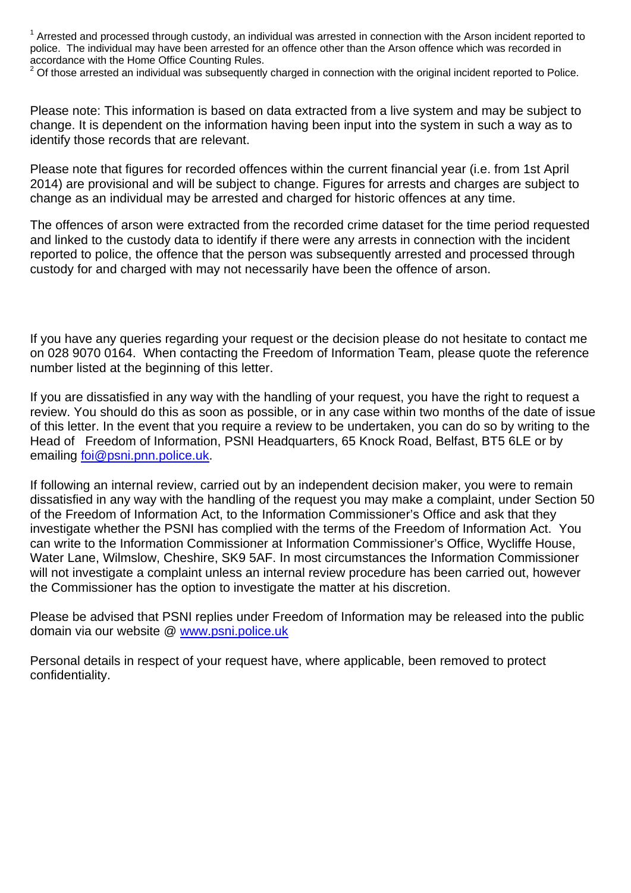[1] Arrested and processed through custody, an individual was arrested in connection with the Arson incident reported to police. The individual may have been arrested for an offence other than the Arson offence which was recorded in accordance with the Home Office Counting Rules.
[2] Of those arrested an individual was subsequently charged in connection with the original incident reported to Police.

Please note: This information is based on data extracted from a live system and may be subject to change. It is dependent on the information having been input into the system in such a way as to identify those records that are relevant.

Please note that figures for recorded offences within the current financial year (i.e. from 1st April 2014) are provisional and will be subject to change. Figures for arrests and charges are subject to change as an individual may be arrested and charged for historic offences at any time.

The offences of arson were extracted from the recorded crime dataset for the time period requested and linked to the custody data to identify if there were any arrests in connection with the incident reported to police, the offence that the person was subsequently arrested and processed through custody for and charged with may not necessarily have been the offence of arson.

If you have any queries regarding your request or the decision please do not hesitate to contact me on 028 9070 0164. When contacting the Freedom of Information Team, please quote the reference number listed at the beginning of this letter.

If you are dissatisfied in any way with the handling of your request, you have the right to request a review. You should do this as soon as possible, or in any case within two months of the date of issue of this letter. In the event that you require a review to be undertaken, you can do so by writing to the Head of Freedom of Information, PSNI Headquarters, 65 Knock Road, Belfast, BT5 6LE or by emailing [foi@psni.pnn.police.uk](mailto:foi@psni.pnn.police.uk).

If following an internal review, carried out by an independent decision maker, you were to remain dissatisfied in any way with the handling of the request you may make a complaint, under Section 50 of the Freedom of Information Act, to the Information Commissioner's Office and ask that they investigate whether the PSNI has complied with the terms of the Freedom of Information Act. You can write to the Information Commissioner at Information Commissioner's Office, Wycliffe House, Water Lane, Wilmslow, Cheshire, SK9 5AF. In most circumstances the Information Commissioner will not investigate a complaint unless an internal review procedure has been carried out, however the Commissioner has the option to investigate the matter at his discretion.

Please be advised that PSNI replies under Freedom of Information may be released into the public domain via our website @ [www.psni.police.uk](http://www.psni.police.uk)

Personal details in respect of your request have, where applicable, been removed to protect confidentiality.